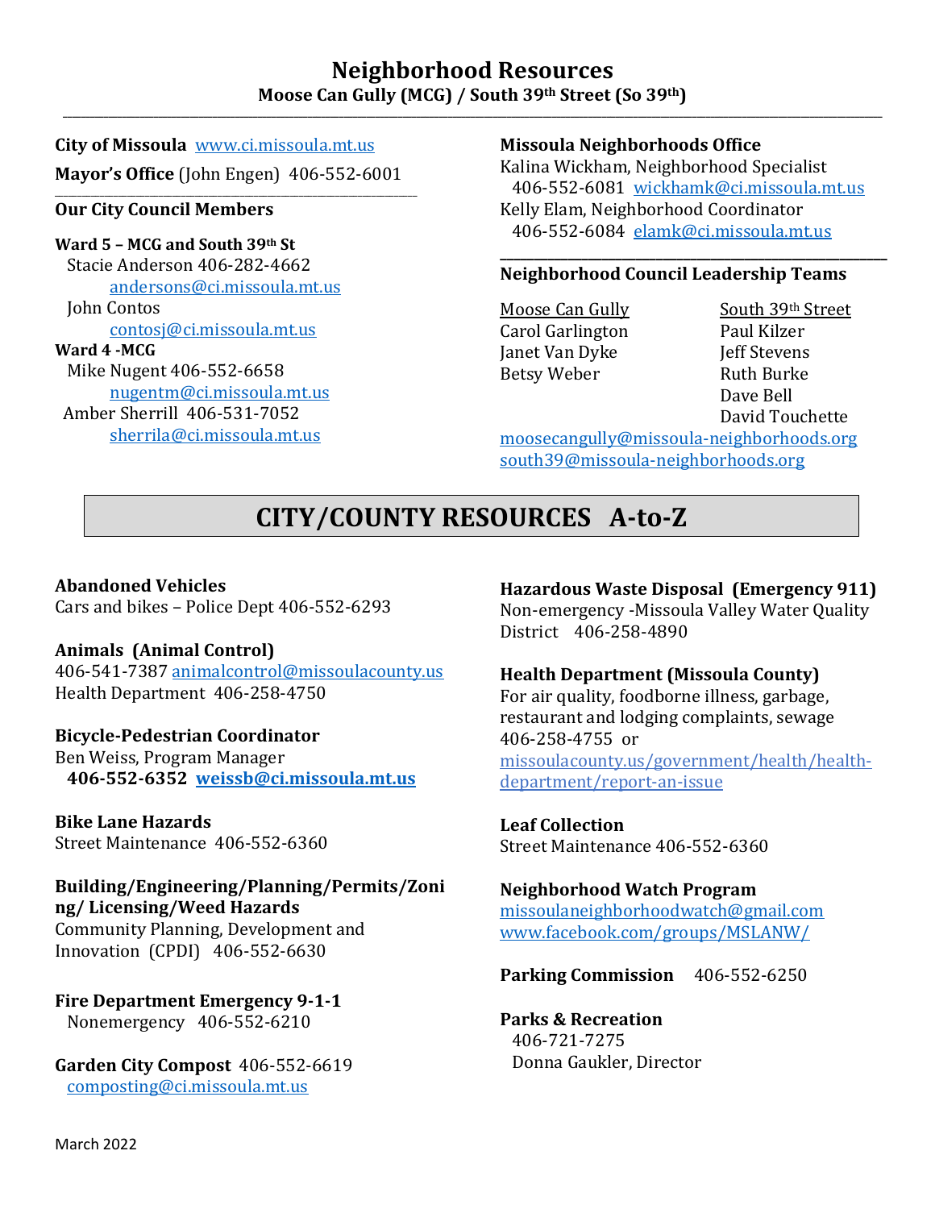# Neighborhood Resources

## Moose Can Gully (MCG) / South 39th Street (So 39th)

**City of Missoula** www.ci.missoula.mt.us

**Mayor's Office** (John Engen) 406-552-6001

### Our City Council Members

**Ward 5 – MCG and South 39th St**

Stacie Anderson 406-282-4662
andersons@ci.missoula.mt.us

John Contos
contosj@ci.missoula.mt.us

**Ward 4 -MCG**

Mike Nugent 406-552-6658
nugentm@ci.missoula.mt.us

Amber Sherrill 406-531-7052
sherrila@ci.missoula.mt.us

### Missoula Neighborhoods Office

Kalina Wickham, Neighborhood Specialist
406-552-6081 wickhamk@ci.missoula.mt.us

Kelly Elam, Neighborhood Coordinator
406-552-6084 elamk@ci.missoula.mt.us

### Neighborhood Council Leadership Teams

| Moose Can Gully | South 39th Street |
|---|---|
| Carol Garlington | Paul Kilzer |
| Janet Van Dyke | Jeff Stevens |
| Betsy Weber | Ruth Burke |
| | Dave Bell |
| | David Touchette |

moosecangully@missoula-neighborhoods.org
south39@missoula-neighborhoods.org

# CITY/COUNTY RESOURCES A-to-Z

**Abandoned Vehicles**
Cars and bikes – Police Dept 406-552-6293

**Animals (Animal Control)**
406-541-7387 animalcontrol@missoulacounty.us
Health Department 406-258-4750

**Bicycle-Pedestrian Coordinator**
Ben Weiss, Program Manager
**406-552-6352 weissb@ci.missoula.mt.us**

**Bike Lane Hazards**
Street Maintenance 406-552-6360

**Building/Engineering/Planning/Permits/Zoning/ Licensing/Weed Hazards**
Community Planning, Development and Innovation (CPDI) 406-552-6630

**Fire Department Emergency 9-1-1**
Nonemergency 406-552-6210

**Garden City Compost** 406-552-6619
composting@ci.missoula.mt.us

**Hazardous Waste Disposal (Emergency 911)**
Non-emergency -Missoula Valley Water Quality District 406-258-4890

**Health Department (Missoula County)**
For air quality, foodborne illness, garbage, restaurant and lodging complaints, sewage
406-258-4755 or
missoulacounty.us/government/health/health-department/report-an-issue

**Leaf Collection**
Street Maintenance 406-552-6360

**Neighborhood Watch Program**
missoulaneighborhoodwatch@gmail.com
www.facebook.com/groups/MSLANW/

**Parking Commission** 406-552-6250

**Parks & Recreation**
406-721-7275
Donna Gaukler, Director

March 2022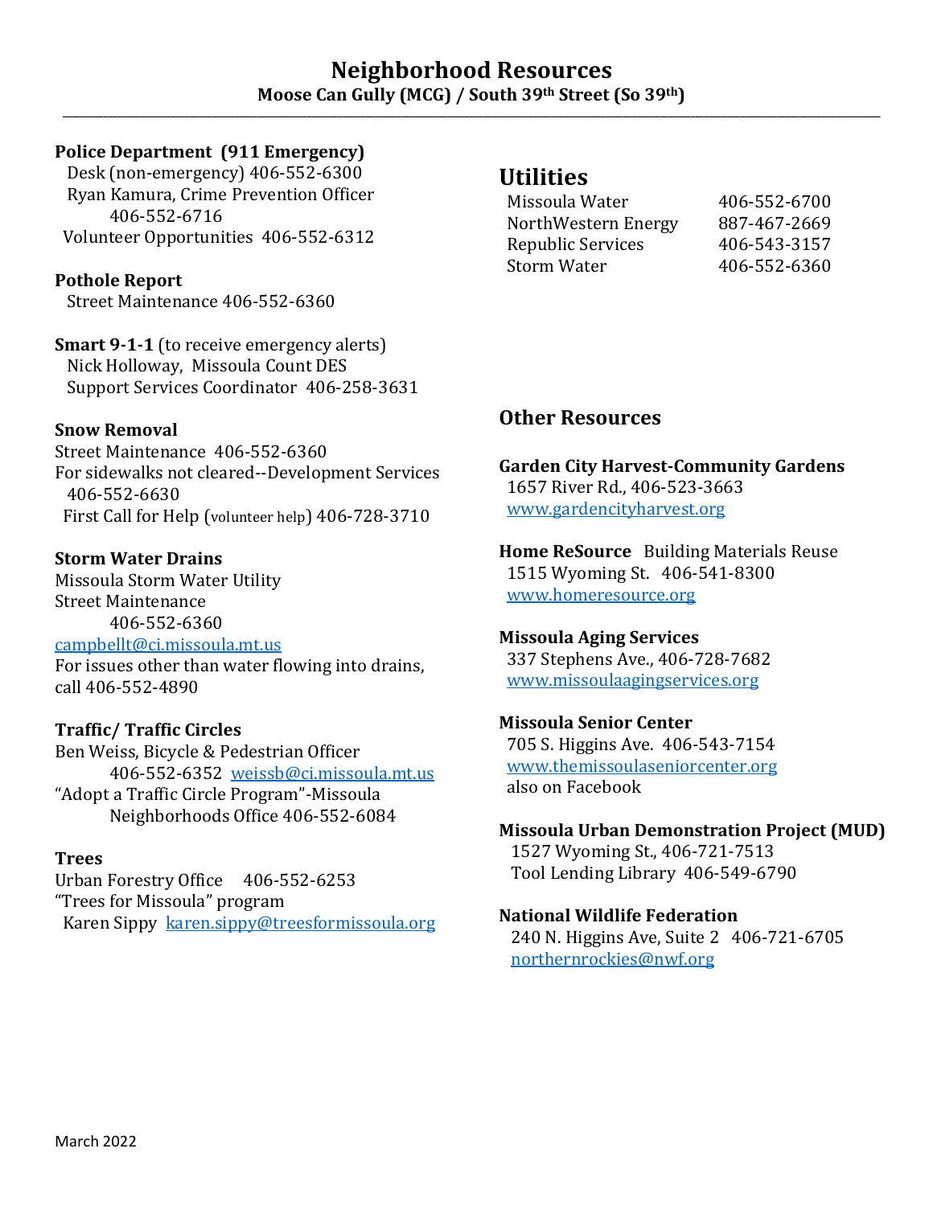# Neighborhood Resources

**Moose Can Gully (MCG) / South 39th Street (So 39th)**

**Police Department (911 Emergency)**
Desk (non-emergency) 406-552-6300
Ryan Kamura, Crime Prevention Officer
406-552-6716
Volunteer Opportunities 406-552-6312

**Pothole Report**
Street Maintenance 406-552-6360

**Smart 9-1-1** (to receive emergency alerts)
Nick Holloway, Missoula Count DES
Support Services Coordinator 406-258-3631

**Snow Removal**
Street Maintenance 406-552-6360
For sidewalks not cleared--Development Services
406-552-6630
First Call for Help (volunteer help) 406-728-3710

**Storm Water Drains**
Missoula Storm Water Utility
Street Maintenance
406-552-6360
campbellt@ci.missoula.mt.us
For issues other than water flowing into drains, call 406-552-4890

**Traffic/ Traffic Circles**
Ben Weiss, Bicycle & Pedestrian Officer
406-552-6352 weissb@ci.missoula.mt.us
"Adopt a Traffic Circle Program"-Missoula Neighborhoods Office 406-552-6084

**Trees**
Urban Forestry Office 406-552-6253
"Trees for Missoula" program
Karen Sippy karen.sippy@treesformissoula.org

## Utilities

| | |
|---|---|
| Missoula Water | 406-552-6700 |
| NorthWestern Energy | 887-467-2669 |
| Republic Services | 406-543-3157 |
| Storm Water | 406-552-6360 |

## Other Resources

**Garden City Harvest-Community Gardens**
1657 River Rd., 406-523-3663
www.gardencityharvest.org

**Home ReSource** Building Materials Reuse
1515 Wyoming St. 406-541-8300
www.homeresource.org

**Missoula Aging Services**
337 Stephens Ave., 406-728-7682
www.missoulaagingservices.org

**Missoula Senior Center**
705 S. Higgins Ave. 406-543-7154
www.themissoulaseniorcenter.org
also on Facebook

**Missoula Urban Demonstration Project (MUD)**
1527 Wyoming St., 406-721-7513
Tool Lending Library 406-549-6790

**National Wildlife Federation**
240 N. Higgins Ave, Suite 2 406-721-6705
northernrockies@nwf.org

March 2022